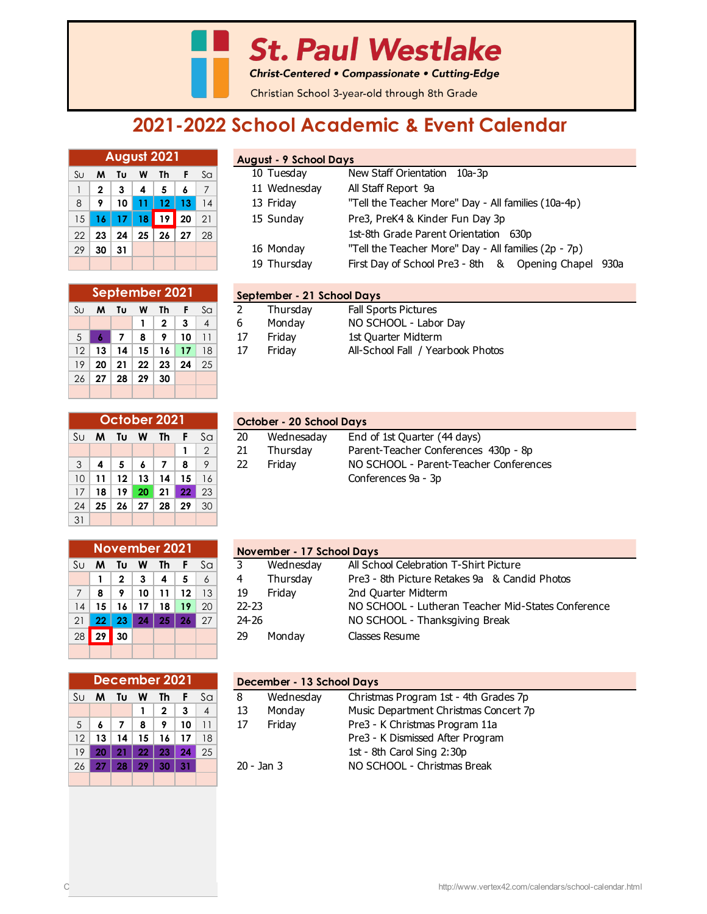# St. Paul Westlake

*Christ-Centered • Compassionate • Cutting-Edge*

Christian School 3-year-old through 8th Grade

## 2021-2022 School Academic & Event Calendar

### August 2021

| Su | M | Tu | W | Th | F | Sa |
|---|---|---|---|---|---|---|
| 1 | 2 | 3 | 4 | 5 | 6 | 7 |
| 8 | 9 | 10 | 11 | 12 | 13 | 14 |
| 15 | 16 | 17 | 18 | 19 | 20 | 21 |
| 22 | 23 | 24 | 25 | 26 | 27 | 28 |
| 29 | 30 | 31 | | | | |

**August - 9 School Days**

| | | |
|---|---|---|
| 10 | Tuesday | New Staff Orientation 10a-3p |
| 11 | Wednesday | All Staff Report 9a |
| 13 | Friday | "Tell the Teacher More" Day - All families (10a-4p) |
| 15 | Sunday | Pre3, PreK4 & Kinder Fun Day 3p |
| | | 1st-8th Grade Parent Orientation 630p |
| 16 | Monday | "Tell the Teacher More" Day - All families (2p - 7p) |
| 19 | Thursday | First Day of School Pre3 - 8th & Opening Chapel 930a |

### September 2021

| Su | M | Tu | W | Th | F | Sa |
|---|---|---|---|---|---|---|
| | | | 1 | 2 | 3 | 4 |
| 5 | 6 | 7 | 8 | 9 | 10 | 11 |
| 12 | 13 | 14 | 15 | 16 | 17 | 18 |
| 19 | 20 | 21 | 22 | 23 | 24 | 25 |
| 26 | 27 | 28 | 29 | 30 | | |

**September - 21 School Days**

| | | |
|---|---|---|
| 2 | Thursday | Fall Sports Pictures |
| 6 | Monday | NO SCHOOL - Labor Day |
| 17 | Friday | 1st Quarter Midterm |
| 17 | Friday | All-School Fall / Yearbook Photos |

### October 2021

| Su | M | Tu | W | Th | F | Sa |
|---|---|---|---|---|---|---|
| | | | | | 1 | 2 |
| 3 | 4 | 5 | 6 | 7 | 8 | 9 |
| 10 | 11 | 12 | 13 | 14 | 15 | 16 |
| 17 | 18 | 19 | 20 | 21 | 22 | 23 |
| 24 | 25 | 26 | 27 | 28 | 29 | 30 |
| 31 | | | | | | |

**October - 20 School Days**

| | | |
|---|---|---|
| 20 | Wednesaday | End of 1st Quarter (44 days) |
| 21 | Thursday | Parent-Teacher Conferences 430p - 8p |
| 22 | Friday | NO SCHOOL - Parent-Teacher Conferences |
| | | Conferences 9a - 3p |

### November 2021

| Su | M | Tu | W | Th | F | Sa |
|---|---|---|---|---|---|---|
| | 1 | 2 | 3 | 4 | 5 | 6 |
| 7 | 8 | 9 | 10 | 11 | 12 | 13 |
| 14 | 15 | 16 | 17 | 18 | 19 | 20 |
| 21 | 22 | 23 | 24 | 25 | 26 | 27 |
| 28 | 29 | 30 | | | | |

**November - 17 School Days**

| | | |
|---|---|---|
| 3 | Wednesday | All School Celebration T-Shirt Picture |
| 4 | Thursday | Pre3 - 8th Picture Retakes 9a & Candid Photos |
| 19 | Friday | 2nd Quarter Midterm |
| 22-23 | | NO SCHOOL - Lutheran Teacher Mid-States Conference |
| 24-26 | | NO SCHOOL - Thanksgiving Break |
| 29 | Monday | Classes Resume |

### December 2021

| Su | M | Tu | W | Th | F | Sa |
|---|---|---|---|---|---|---|
| | | | 1 | 2 | 3 | 4 |
| 5 | 6 | 7 | 8 | 9 | 10 | 11 |
| 12 | 13 | 14 | 15 | 16 | 17 | 18 |
| 19 | 20 | 21 | 22 | 23 | 24 | 25 |
| 26 | 27 | 28 | 29 | 30 | 31 | |

**December - 13 School Days**

| | | |
|---|---|---|
| 8 | Wednesday | Christmas Program 1st - 4th Grades 7p |
| 13 | Monday | Music Department Christmas Concert 7p |
| 17 | Friday | Pre3 - K Christmas Program 11a |
| | | Pre3 - K Dismissed After Program |
| | | 1st - 8th Carol Sing 2:30p |
| 20 - Jan 3 | | NO SCHOOL - Christmas Break |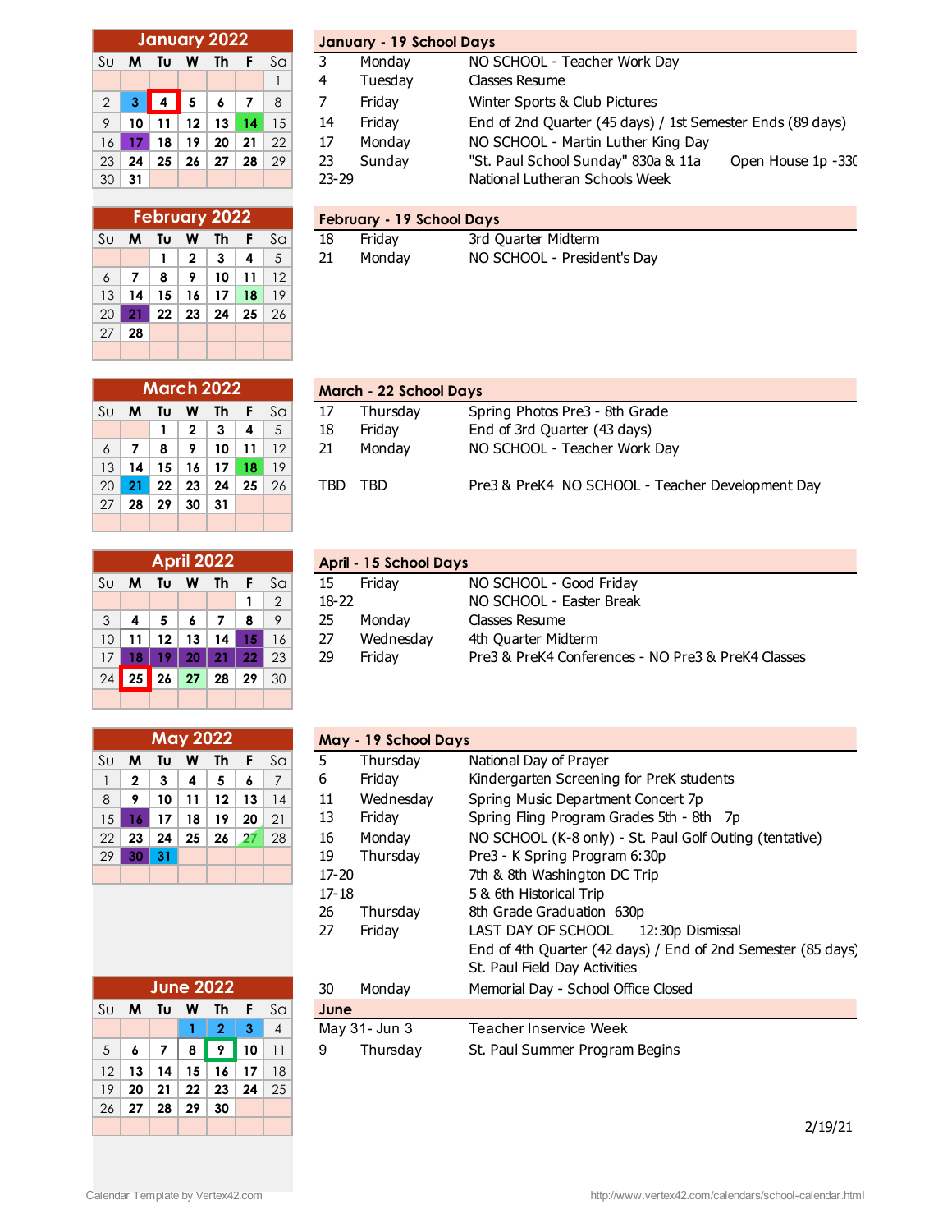## January 2022

| Su | M | Tu | W | Th | F | Sa |
|---|---|---|---|---|---|---|
| | | | | | | 1 |
| 2 | 3 | 4 | 5 | 6 | 7 | 8 |
| 9 | 10 | 11 | 12 | 13 | 14 | 15 |
| 16 | 17 | 18 | 19 | 20 | 21 | 22 |
| 23 | 24 | 25 | 26 | 27 | 28 | 29 |
| 30 | 31 | | | | | |

### January - 19 School Days

| | | |
|---|---|---|
| 3 | Monday | NO SCHOOL - Teacher Work Day |
| 4 | Tuesday | Classes Resume |
| 7 | Friday | Winter Sports & Club Pictures |
| 14 | Friday | End of 2nd Quarter (45 days) / 1st Semester Ends (89 days) |
| 17 | Monday | NO SCHOOL - Martin Luther King Day |
| 23 | Sunday | "St. Paul School Sunday" 830a & 11a  Open House 1p -330 |
| 23-29 | | National Lutheran Schools Week |

## February 2022

| Su | M | Tu | W | Th | F | Sa |
|---|---|---|---|---|---|---|
| | | 1 | 2 | 3 | 4 | 5 |
| 6 | 7 | 8 | 9 | 10 | 11 | 12 |
| 13 | 14 | 15 | 16 | 17 | 18 | 19 |
| 20 | 21 | 22 | 23 | 24 | 25 | 26 |
| 27 | 28 | | | | | |

### February - 19 School Days

| | | |
|---|---|---|
| 18 | Friday | 3rd Quarter Midterm |
| 21 | Monday | NO SCHOOL - President's Day |

## March 2022

| Su | M | Tu | W | Th | F | Sa |
|---|---|---|---|---|---|---|
| | | 1 | 2 | 3 | 4 | 5 |
| 6 | 7 | 8 | 9 | 10 | 11 | 12 |
| 13 | 14 | 15 | 16 | 17 | 18 | 19 |
| 20 | 21 | 22 | 23 | 24 | 25 | 26 |
| 27 | 28 | 29 | 30 | 31 | | |

### March - 22 School Days

| | | |
|---|---|---|
| 17 | Thursday | Spring Photos Pre3 - 8th Grade |
| 18 | Friday | End of 3rd Quarter (43 days) |
| 21 | Monday | NO SCHOOL - Teacher Work Day |
| TBD | TBD | Pre3 & PreK4 NO SCHOOL - Teacher Development Day |

## April 2022

| Su | M | Tu | W | Th | F | Sa |
|---|---|---|---|---|---|---|
| | | | | | 1 | 2 |
| 3 | 4 | 5 | 6 | 7 | 8 | 9 |
| 10 | 11 | 12 | 13 | 14 | 15 | 16 |
| 17 | 18 | 19 | 20 | 21 | 22 | 23 |
| 24 | 25 | 26 | 27 | 28 | 29 | 30 |

### April - 15 School Days

| | | |
|---|---|---|
| 15 | Friday | NO SCHOOL - Good Friday |
| 18-22 | | NO SCHOOL - Easter Break |
| 25 | Monday | Classes Resume |
| 27 | Wednesday | 4th Quarter Midterm |
| 29 | Friday | Pre3 & PreK4 Conferences - NO Pre3 & PreK4 Classes |

## May 2022

| Su | M | Tu | W | Th | F | Sa |
|---|---|---|---|---|---|---|
| 1 | 2 | 3 | 4 | 5 | 6 | 7 |
| 8 | 9 | 10 | 11 | 12 | 13 | 14 |
| 15 | 16 | 17 | 18 | 19 | 20 | 21 |
| 22 | 23 | 24 | 25 | 26 | 27 | 28 |
| 29 | 30 | 31 | | | | |

### May - 19 School Days

| | | |
|---|---|---|
| 5 | Thursday | National Day of Prayer |
| 6 | Friday | Kindergarten Screening for PreK students |
| 11 | Wednesday | Spring Music Department Concert 7p |
| 13 | Friday | Spring Fling Program Grades 5th - 8th 7p |
| 16 | Monday | NO SCHOOL (K-8 only) - St. Paul Golf Outing (tentative) |
| 19 | Thursday | Pre3 - K Spring Program 6:30p |
| 17-20 | | 7th & 8th Washington DC Trip |
| 17-18 | | 5 & 6th Historical Trip |
| 26 | Thursday | 8th Grade Graduation 630p |
| 27 | Friday | LAST DAY OF SCHOOL 12:30p Dismissal |
| | | End of 4th Quarter (42 days) / End of 2nd Semester (85 days) |
| | | St. Paul Field Day Activities |
| 30 | Monday | Memorial Day - School Office Closed |

## June 2022

| Su | M | Tu | W | Th | F | Sa |
|---|---|---|---|---|---|---|
| | | | 1 | 2 | 3 | 4 |
| 5 | 6 | 7 | 8 | 9 | 10 | 11 |
| 12 | 13 | 14 | 15 | 16 | 17 | 18 |
| 19 | 20 | 21 | 22 | 23 | 24 | 25 |
| 26 | 27 | 28 | 29 | 30 | | |

### June

| | | |
|---|---|---|
| May 31- Jun 3 | | Teacher Inservice Week |
| 9 | Thursday | St. Paul Summer Program Begins |

2/19/21